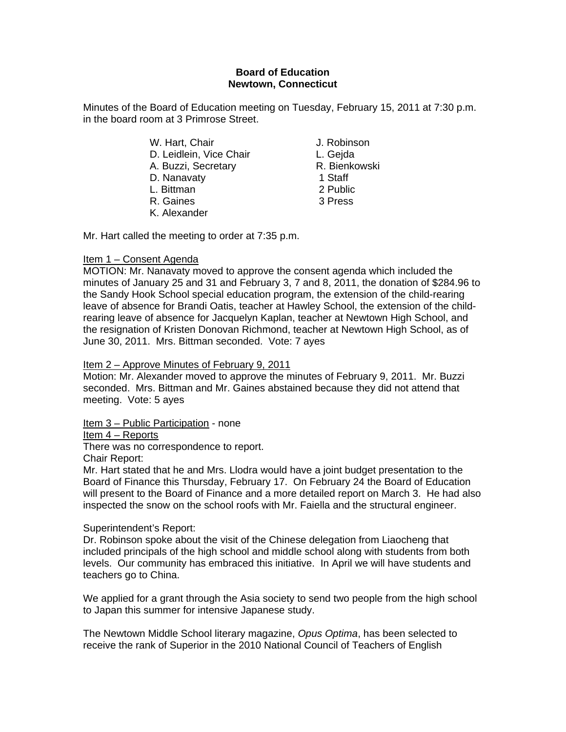**Board of Education**
**Newtown, Connecticut**

Minutes of the Board of Education meeting on Tuesday, February 15, 2011 at 7:30 p.m. in the board room at 3 Primrose Street.

W. Hart, Chair
D. Leidlein, Vice Chair
A. Buzzi, Secretary
D. Nanavaty
L. Bittman
R. Gaines
K. Alexander

J. Robinson
L. Gejda
R. Bienkowski
1 Staff
2 Public
3 Press

Mr. Hart called the meeting to order at 7:35 p.m.

Item 1 – Consent Agenda

MOTION: Mr. Nanavaty moved to approve the consent agenda which included the minutes of January 25 and 31 and February 3, 7 and 8, 2011, the donation of $284.96 to the Sandy Hook School special education program, the extension of the child-rearing leave of absence for Brandi Oatis, teacher at Hawley School, the extension of the child-rearing leave of absence for Jacquelyn Kaplan, teacher at Newtown High School, and the resignation of Kristen Donovan Richmond, teacher at Newtown High School, as of June 30, 2011. Mrs. Bittman seconded. Vote: 7 ayes

Item 2 – Approve Minutes of February 9, 2011

Motion: Mr. Alexander moved to approve the minutes of February 9, 2011. Mr. Buzzi seconded. Mrs. Bittman and Mr. Gaines abstained because they did not attend that meeting. Vote: 5 ayes

Item 3 – Public Participation - none

Item 4 – Reports

There was no correspondence to report.

Chair Report:

Mr. Hart stated that he and Mrs. Llodra would have a joint budget presentation to the Board of Finance this Thursday, February 17. On February 24 the Board of Education will present to the Board of Finance and a more detailed report on March 3. He had also inspected the snow on the school roofs with Mr. Faiella and the structural engineer.

Superintendent's Report:

Dr. Robinson spoke about the visit of the Chinese delegation from Liaocheng that included principals of the high school and middle school along with students from both levels. Our community has embraced this initiative. In April we will have students and teachers go to China.

We applied for a grant through the Asia society to send two people from the high school to Japan this summer for intensive Japanese study.

The Newtown Middle School literary magazine, *Opus Optima*, has been selected to receive the rank of Superior in the 2010 National Council of Teachers of English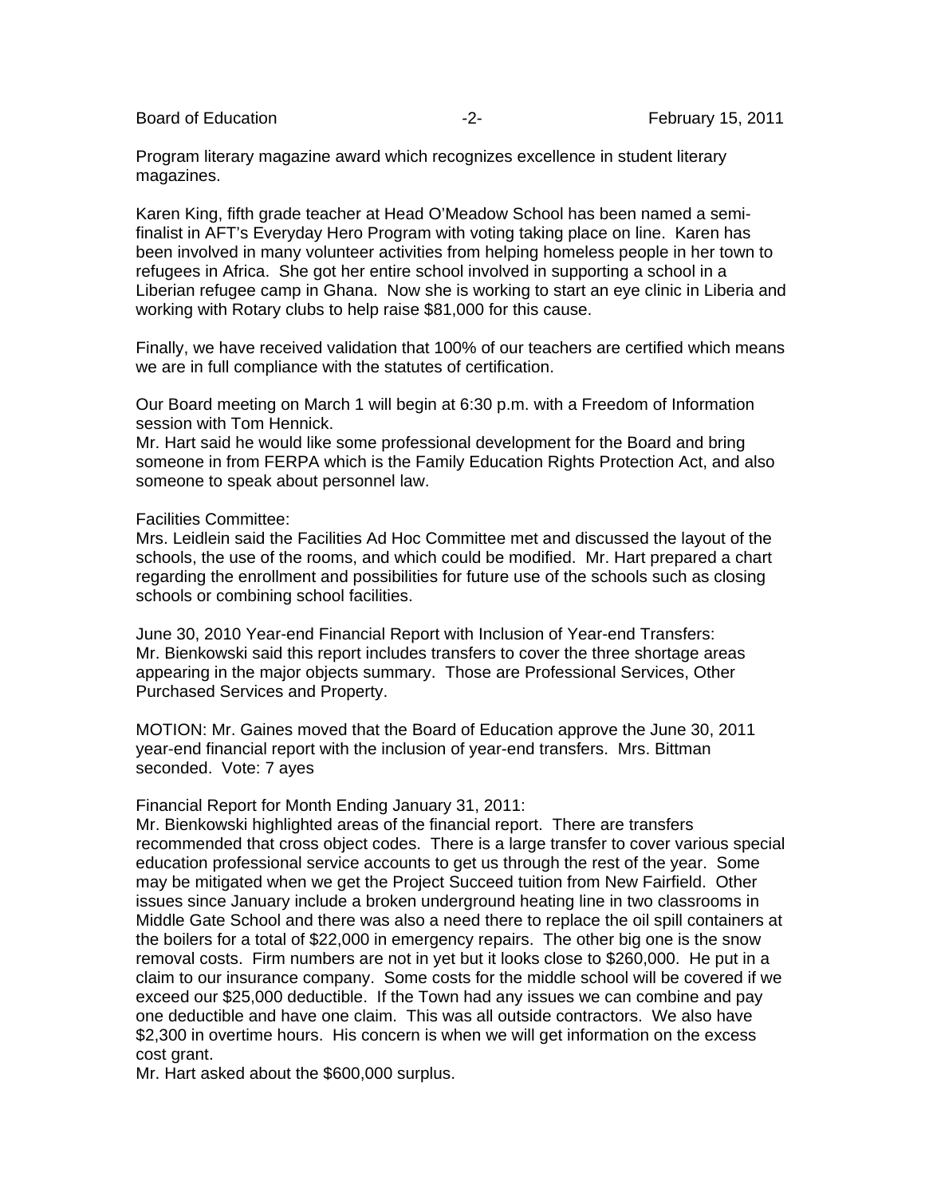Program literary magazine award which recognizes excellence in student literary magazines.

Karen King, fifth grade teacher at Head O'Meadow School has been named a semi-finalist in AFT's Everyday Hero Program with voting taking place on line. Karen has been involved in many volunteer activities from helping homeless people in her town to refugees in Africa. She got her entire school involved in supporting a school in a Liberian refugee camp in Ghana. Now she is working to start an eye clinic in Liberia and working with Rotary clubs to help raise $81,000 for this cause.

Finally, we have received validation that 100% of our teachers are certified which means we are in full compliance with the statutes of certification.

Our Board meeting on March 1 will begin at 6:30 p.m. with a Freedom of Information session with Tom Hennick.
Mr. Hart said he would like some professional development for the Board and bring someone in from FERPA which is the Family Education Rights Protection Act, and also someone to speak about personnel law.

Facilities Committee:
Mrs. Leidlein said the Facilities Ad Hoc Committee met and discussed the layout of the schools, the use of the rooms, and which could be modified. Mr. Hart prepared a chart regarding the enrollment and possibilities for future use of the schools such as closing schools or combining school facilities.

June 30, 2010 Year-end Financial Report with Inclusion of Year-end Transfers:
Mr. Bienkowski said this report includes transfers to cover the three shortage areas appearing in the major objects summary. Those are Professional Services, Other Purchased Services and Property.

MOTION: Mr. Gaines moved that the Board of Education approve the June 30, 2011 year-end financial report with the inclusion of year-end transfers. Mrs. Bittman seconded. Vote: 7 ayes

Financial Report for Month Ending January 31, 2011:
Mr. Bienkowski highlighted areas of the financial report. There are transfers recommended that cross object codes. There is a large transfer to cover various special education professional service accounts to get us through the rest of the year. Some may be mitigated when we get the Project Succeed tuition from New Fairfield. Other issues since January include a broken underground heating line in two classrooms in Middle Gate School and there was also a need there to replace the oil spill containers at the boilers for a total of $22,000 in emergency repairs. The other big one is the snow removal costs. Firm numbers are not in yet but it looks close to $260,000. He put in a claim to our insurance company. Some costs for the middle school will be covered if we exceed our $25,000 deductible. If the Town had any issues we can combine and pay one deductible and have one claim. This was all outside contractors. We also have $2,300 in overtime hours. His concern is when we will get information on the excess cost grant.
Mr. Hart asked about the $600,000 surplus.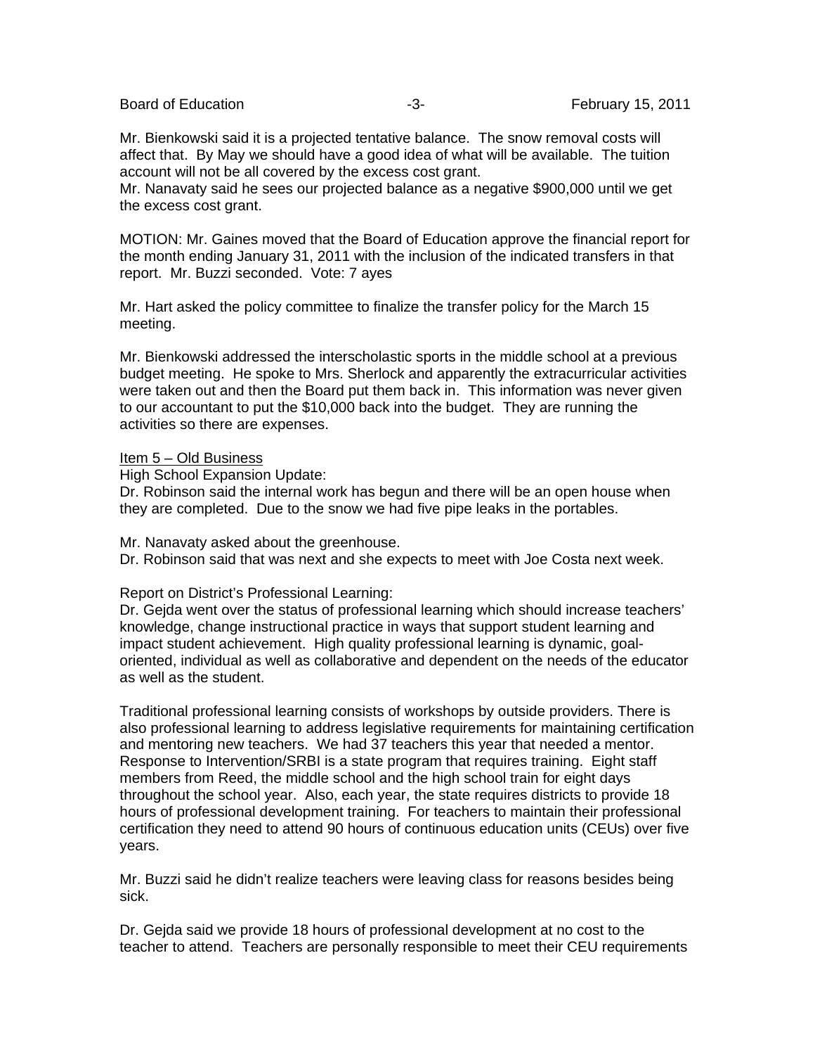Mr. Bienkowski said it is a projected tentative balance. The snow removal costs will affect that. By May we should have a good idea of what will be available. The tuition account will not be all covered by the excess cost grant.
Mr. Nanavaty said he sees our projected balance as a negative $900,000 until we get the excess cost grant.

MOTION: Mr. Gaines moved that the Board of Education approve the financial report for the month ending January 31, 2011 with the inclusion of the indicated transfers in that report. Mr. Buzzi seconded. Vote: 7 ayes

Mr. Hart asked the policy committee to finalize the transfer policy for the March 15 meeting.

Mr. Bienkowski addressed the interscholastic sports in the middle school at a previous budget meeting. He spoke to Mrs. Sherlock and apparently the extracurricular activities were taken out and then the Board put them back in. This information was never given to our accountant to put the $10,000 back into the budget. They are running the activities so there are expenses.

<u>Item 5 – Old Business</u>
High School Expansion Update:
Dr. Robinson said the internal work has begun and there will be an open house when they are completed. Due to the snow we had five pipe leaks in the portables.

Mr. Nanavaty asked about the greenhouse.
Dr. Robinson said that was next and she expects to meet with Joe Costa next week.

Report on District's Professional Learning:
Dr. Gejda went over the status of professional learning which should increase teachers' knowledge, change instructional practice in ways that support student learning and impact student achievement. High quality professional learning is dynamic, goal-oriented, individual as well as collaborative and dependent on the needs of the educator as well as the student.

Traditional professional learning consists of workshops by outside providers. There is also professional learning to address legislative requirements for maintaining certification and mentoring new teachers. We had 37 teachers this year that needed a mentor. Response to Intervention/SRBI is a state program that requires training. Eight staff members from Reed, the middle school and the high school train for eight days throughout the school year. Also, each year, the state requires districts to provide 18 hours of professional development training. For teachers to maintain their professional certification they need to attend 90 hours of continuous education units (CEUs) over five years.

Mr. Buzzi said he didn't realize teachers were leaving class for reasons besides being sick.

Dr. Gejda said we provide 18 hours of professional development at no cost to the teacher to attend. Teachers are personally responsible to meet their CEU requirements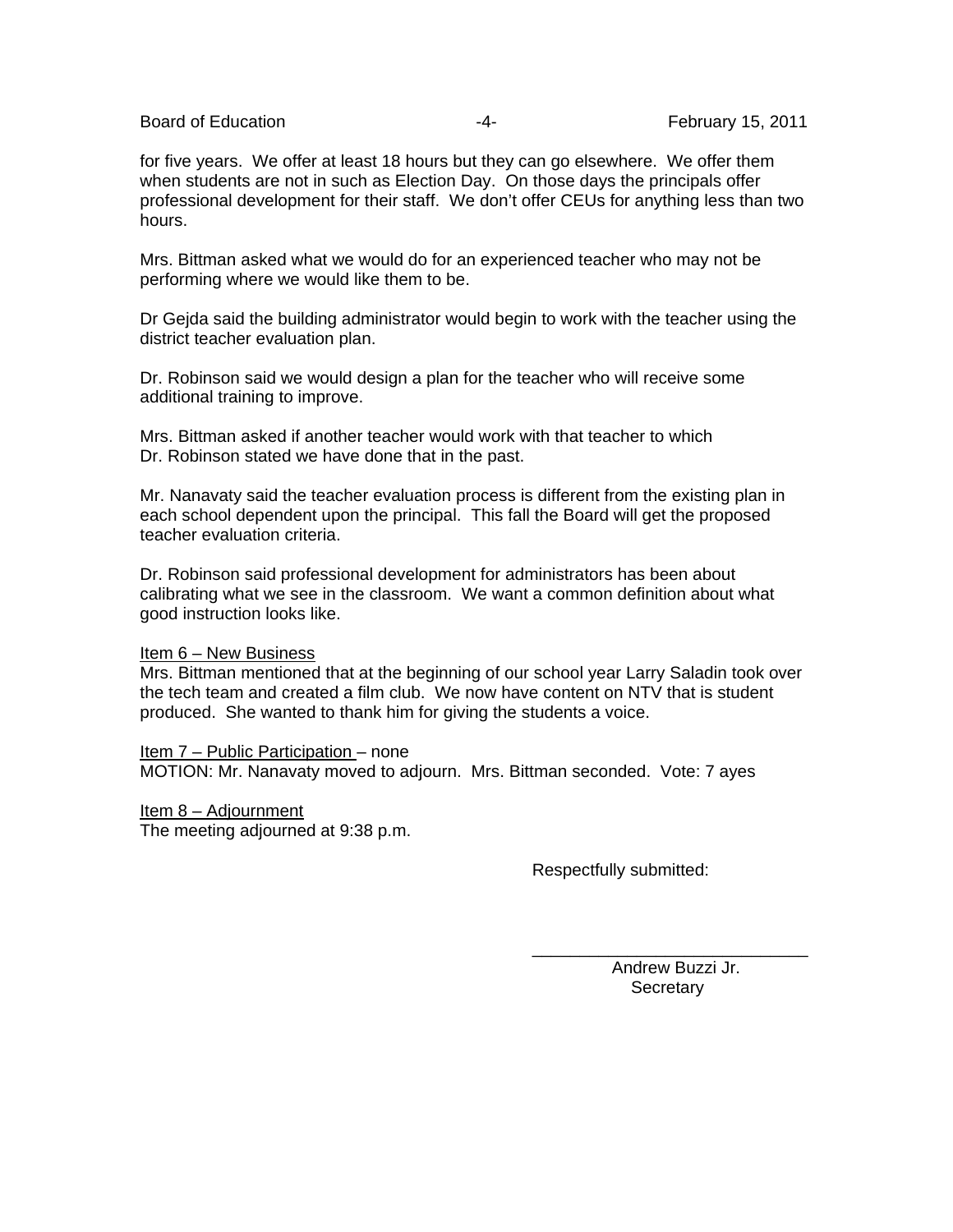for five years. We offer at least 18 hours but they can go elsewhere. We offer them when students are not in such as Election Day. On those days the principals offer professional development for their staff. We don't offer CEUs for anything less than two hours.

Mrs. Bittman asked what we would do for an experienced teacher who may not be performing where we would like them to be.

Dr Gejda said the building administrator would begin to work with the teacher using the district teacher evaluation plan.

Dr. Robinson said we would design a plan for the teacher who will receive some additional training to improve.

Mrs. Bittman asked if another teacher would work with that teacher to which Dr. Robinson stated we have done that in the past.

Mr. Nanavaty said the teacher evaluation process is different from the existing plan in each school dependent upon the principal. This fall the Board will get the proposed teacher evaluation criteria.

Dr. Robinson said professional development for administrators has been about calibrating what we see in the classroom. We want a common definition about what good instruction looks like.

Item 6 – New Business

Mrs. Bittman mentioned that at the beginning of our school year Larry Saladin took over the tech team and created a film club. We now have content on NTV that is student produced. She wanted to thank him for giving the students a voice.

Item 7 – Public Participation – none

MOTION: Mr. Nanavaty moved to adjourn. Mrs. Bittman seconded. Vote: 7 ayes

Item 8 – Adjournment

The meeting adjourned at 9:38 p.m.

Respectfully submitted:

\_\_\_\_\_\_\_\_\_\_\_\_\_\_\_\_\_\_\_\_\_\_\_\_\_\_\_\_\_\_

Andrew Buzzi Jr.
Secretary